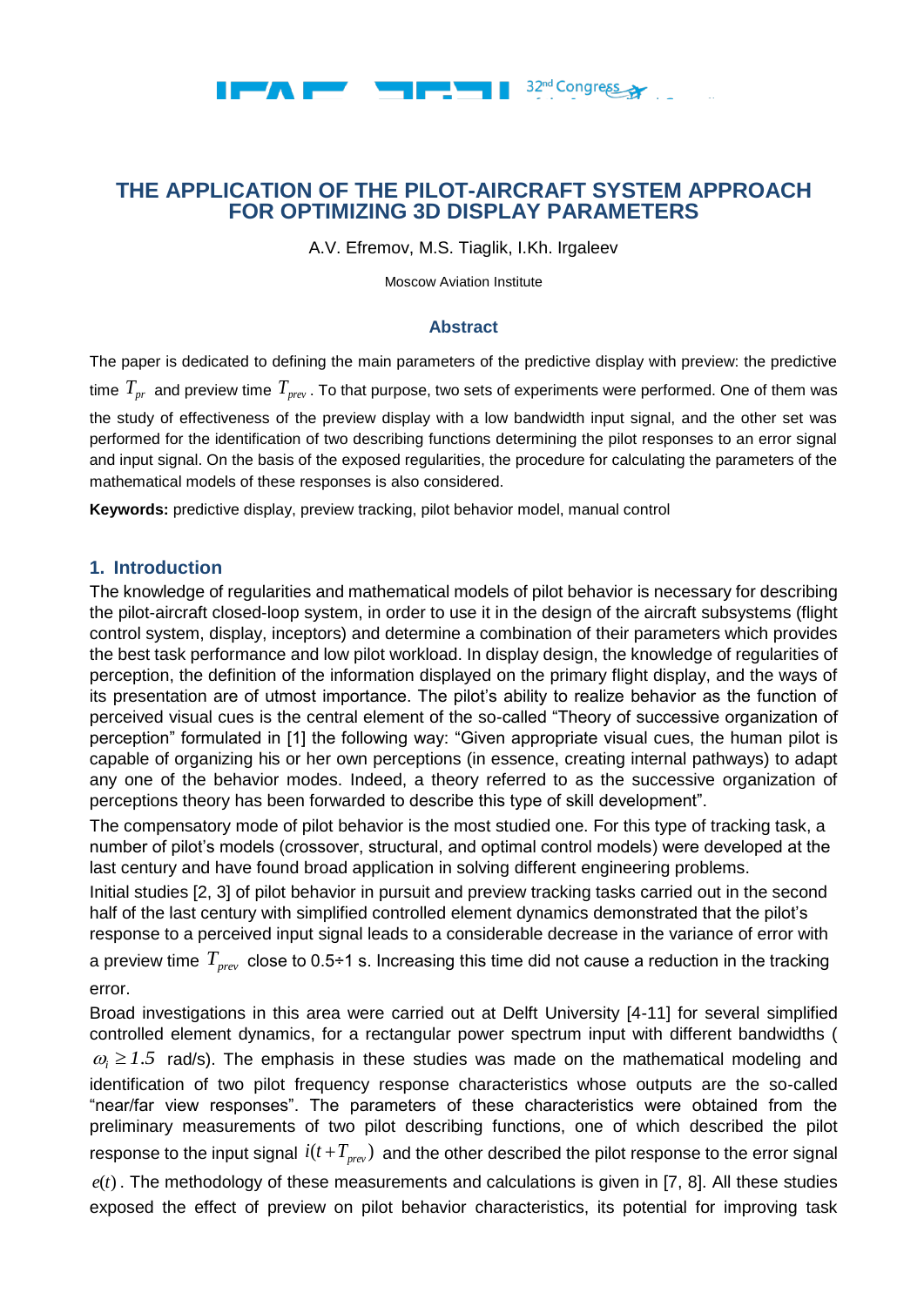# THE APPLICATION OF THE PILOT-AIRCRAFT SYSTEM APPROACH FOR OPTIMIZING 3D DISPLAY PARAMETERS

A.V. Efremov, M.S. Tiaglik, I.Kh. Irgaleev

Moscow Aviation Institute

## Abstract

The paper is dedicated to defining the main parameters of the predictive display with preview: the predictive time $T_{pr}$ and preview time $T_{prev}$. To that purpose, two sets of experiments were performed. One of them was the study of effectiveness of the preview display with a low bandwidth input signal, and the other set was performed for the identification of two describing functions determining the pilot responses to an error signal and input signal. On the basis of the exposed regularities, the procedure for calculating the parameters of the mathematical models of these responses is also considered.

**Keywords:** predictive display, preview tracking, pilot behavior model, manual control

## 1. Introduction

The knowledge of regularities and mathematical models of pilot behavior is necessary for describing the pilot-aircraft closed-loop system, in order to use it in the design of the aircraft subsystems (flight control system, display, inceptors) and determine a combination of their parameters which provides the best task performance and low pilot workload. In display design, the knowledge of regularities of perception, the definition of the information displayed on the primary flight display, and the ways of its presentation are of utmost importance. The pilot's ability to realize behavior as the function of perceived visual cues is the central element of the so-called "Theory of successive organization of perception" formulated in [1] the following way: "Given appropriate visual cues, the human pilot is capable of organizing his or her own perceptions (in essence, creating internal pathways) to adapt any one of the behavior modes. Indeed, a theory referred to as the successive organization of perceptions theory has been forwarded to describe this type of skill development".

The compensatory mode of pilot behavior is the most studied one. For this type of tracking task, a number of pilot's models (crossover, structural, and optimal control models) were developed at the last century and have found broad application in solving different engineering problems.

Initial studies [2, 3] of pilot behavior in pursuit and preview tracking tasks carried out in the second half of the last century with simplified controlled element dynamics demonstrated that the pilot's response to a perceived input signal leads to a considerable decrease in the variance of error with a preview time $T_{prev}$ close to 0.5÷1 s. Increasing this time did not cause a reduction in the tracking error.

Broad investigations in this area were carried out at Delft University [4-11] for several simplified controlled element dynamics, for a rectangular power spectrum input with different bandwidths ($\omega_i \geq 1.5$ rad/s). The emphasis in these studies was made on the mathematical modeling and identification of two pilot frequency response characteristics whose outputs are the so-called "near/far view responses". The parameters of these characteristics were obtained from the preliminary measurements of two pilot describing functions, one of which described the pilot response to the input signal $i(t+T_{prev})$ and the other described the pilot response to the error signal $e(t)$. The methodology of these measurements and calculations is given in [7, 8]. All these studies exposed the effect of preview on pilot behavior characteristics, its potential for improving task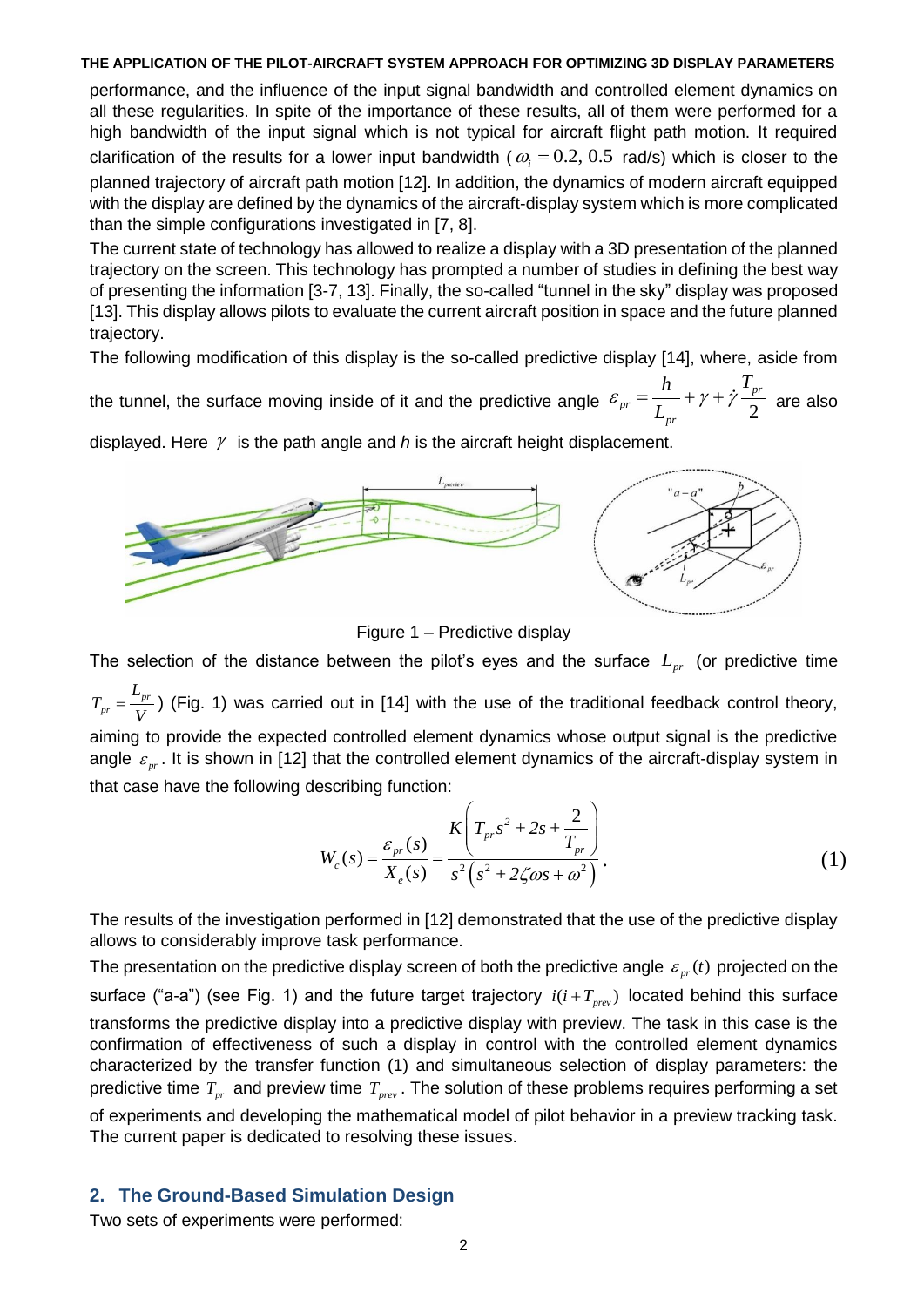performance, and the influence of the input signal bandwidth and controlled element dynamics on all these regularities. In spite of the importance of these results, all of them were performed for a high bandwidth of the input signal which is not typical for aircraft flight path motion. It required clarification of the results for a lower input bandwidth ($\omega_i = 0.2,\, 0.5$ rad/s) which is closer to the planned trajectory of aircraft path motion [12]. In addition, the dynamics of modern aircraft equipped with the display are defined by the dynamics of the aircraft-display system which is more complicated than the simple configurations investigated in [7, 8].

The current state of technology has allowed to realize a display with a 3D presentation of the planned trajectory on the screen. This technology has prompted a number of studies in defining the best way of presenting the information [3-7, 13]. Finally, the so-called "tunnel in the sky" display was proposed [13]. This display allows pilots to evaluate the current aircraft position in space and the future planned trajectory.

The following modification of this display is the so-called predictive display [14], where, aside from the tunnel, the surface moving inside of it and the predictive angle $\varepsilon_{pr} = \dfrac{h}{L_{pr}} + \gamma + \dot{\gamma}\dfrac{T_{pr}}{2}$ are also displayed. Here $\gamma$ is the path angle and $h$ is the aircraft height displacement.

Figure 1 – Predictive display

The selection of the distance between the pilot's eyes and the surface $L_{pr}$ (or predictive time $T_{pr} = \dfrac{L_{pr}}{V}$) (Fig. 1) was carried out in [14] with the use of the traditional feedback control theory, aiming to provide the expected controlled element dynamics whose output signal is the predictive angle $\varepsilon_{pr}$. It is shown in [12] that the controlled element dynamics of the aircraft-display system in that case have the following describing function:

$$W_c(s) = \frac{\varepsilon_{pr}(s)}{X_e(s)} = \frac{K\left(T_{pr}s^2 + 2s + \dfrac{2}{T_{pr}}\right)}{s^2\left(s^2 + 2\zeta\omega s + \omega^2\right)}. \tag{1}$$

The results of the investigation performed in [12] demonstrated that the use of the predictive display allows to considerably improve task performance.

The presentation on the predictive display screen of both the predictive angle $\varepsilon_{pr}(t)$ projected on the surface ("a-a") (see Fig. 1) and the future target trajectory $i(i + T_{prev})$ located behind this surface transforms the predictive display into a predictive display with preview. The task in this case is the confirmation of effectiveness of such a display in control with the controlled element dynamics characterized by the transfer function (1) and simultaneous selection of display parameters: the predictive time $T_{pr}$ and preview time $T_{prev}$. The solution of these problems requires performing a set of experiments and developing the mathematical model of pilot behavior in a preview tracking task. The current paper is dedicated to resolving these issues.

## 2. The Ground-Based Simulation Design

Two sets of experiments were performed: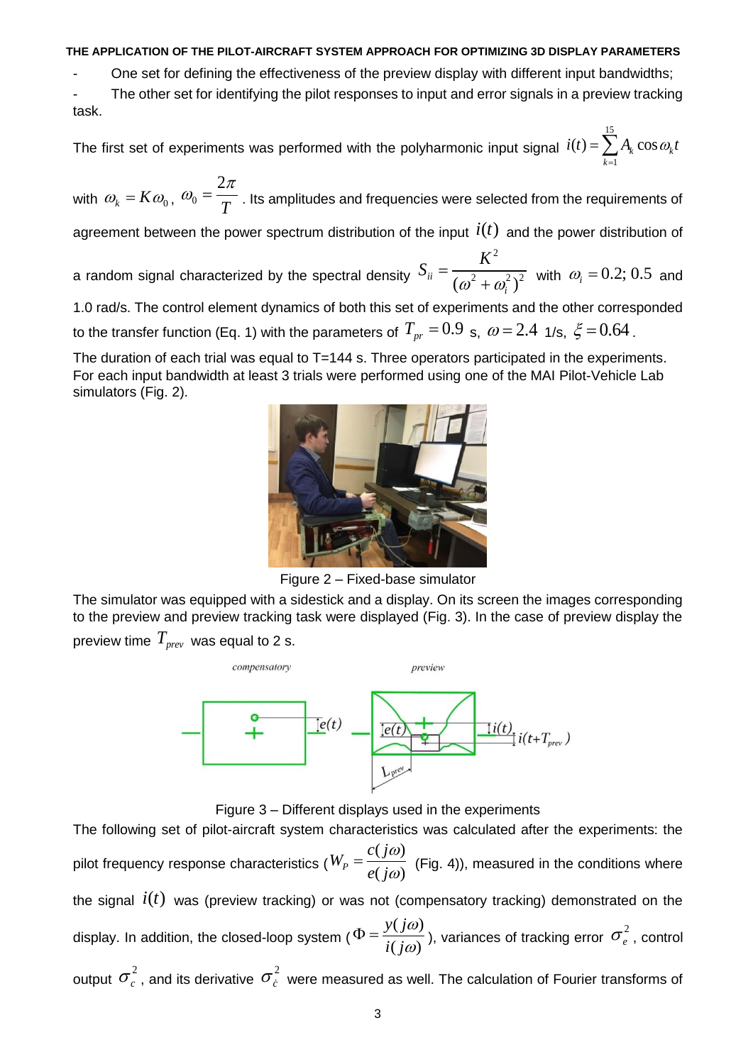- One set for defining the effectiveness of the preview display with different input bandwidths;
- The other set for identifying the pilot responses to input and error signals in a preview tracking task.

The first set of experiments was performed with the polyharmonic input signal $i(t)=\sum_{k=1}^{15} A_k \cos\omega_k t$ with $\omega_k = K\omega_0$, $\omega_0 = \frac{2\pi}{T}$. Its amplitudes and frequencies were selected from the requirements of agreement between the power spectrum distribution of the input $i(t)$ and the power distribution of a random signal characterized by the spectral density $S_{ii} = \frac{K^2}{(\omega^2+\omega_i^2)^2}$ with $\omega_i = 0.2;\ 0.5$ and 1.0 rad/s. The control element dynamics of both this set of experiments and the other corresponded to the transfer function (Eq. 1) with the parameters of $T_{pr} = 0.9$ s, $\omega = 2.4$ 1/s, $\xi = 0.64$.

The duration of each trial was equal to T=144 s. Three operators participated in the experiments. For each input bandwidth at least 3 trials were performed using one of the MAI Pilot-Vehicle Lab simulators (Fig. 2).

Figure 2 – Fixed-base simulator

The simulator was equipped with a sidestick and a display. On its screen the images corresponding to the preview and preview tracking task were displayed (Fig. 3). In the case of preview display the preview time $T_{prev}$ was equal to 2 s.

Figure 3 – Different displays used in the experiments

The following set of pilot-aircraft system characteristics was calculated after the experiments: the pilot frequency response characteristics ($W_P = \frac{c(j\omega)}{e(j\omega)}$ (Fig. 4)), measured in the conditions where the signal $i(t)$ was (preview tracking) or was not (compensatory tracking) demonstrated on the display. In addition, the closed-loop system ($\Phi = \frac{y(j\omega)}{i(j\omega)}$), variances of tracking error $\sigma_e^2$, control output $\sigma_c^2$, and its derivative $\sigma_{\dot{c}}^2$ were measured as well. The calculation of Fourier transforms of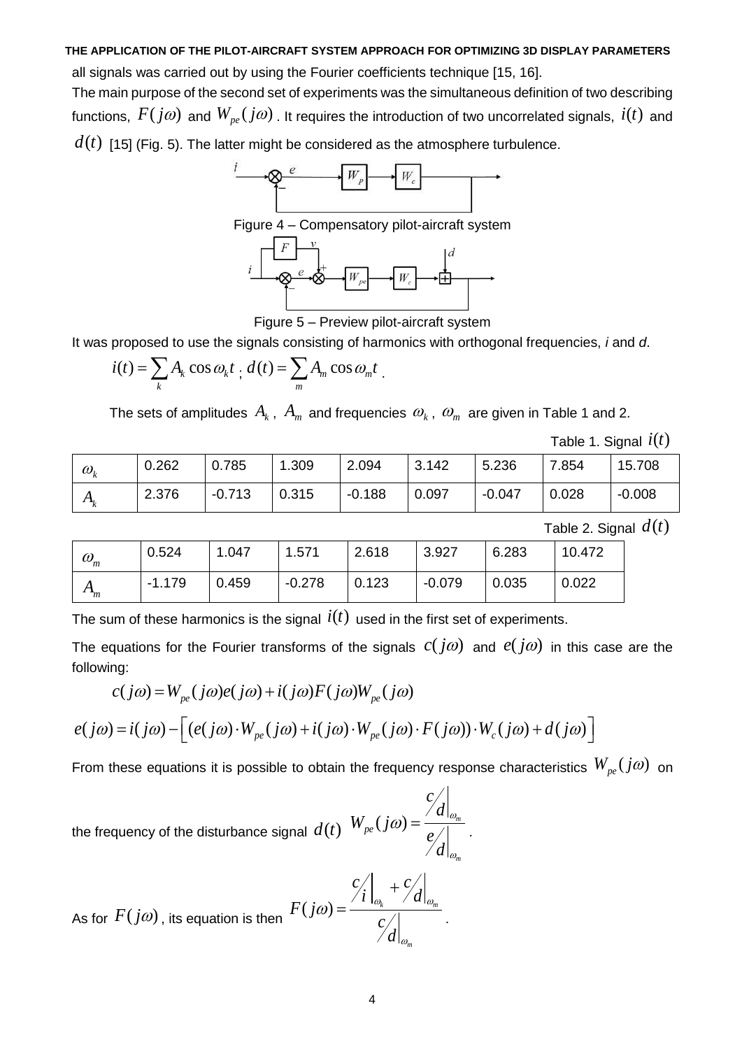all signals was carried out by using the Fourier coefficients technique [15, 16].

The main purpose of the second set of experiments was the simultaneous definition of two describing functions, $F(j\omega)$ and $W_{pe}(j\omega)$. It requires the introduction of two uncorrelated signals, $i(t)$ and $d(t)$ [15] (Fig. 5). The latter might be considered as the atmosphere turbulence.

Figure 4 – Compensatory pilot-aircraft system

Figure 5 – Preview pilot-aircraft system

It was proposed to use the signals consisting of harmonics with orthogonal frequencies, *i* and *d*.

$$i(t) = \sum_k A_k \cos\omega_k t \; ; \; d(t) = \sum_m A_m \cos\omega_m t \; .$$

The sets of amplitudes $A_k$, $A_m$ and frequencies $\omega_k$, $\omega_m$ are given in Table 1 and 2.

Table 1. Signal $i(t)$

| $\omega_k$ | 0.262 | 0.785 | 1.309 | 2.094 | 3.142 | 5.236 | 7.854 | 15.708 |
|---|---|---|---|---|---|---|---|---|
| $A_k$ | 2.376 | -0.713 | 0.315 | -0.188 | 0.097 | -0.047 | 0.028 | -0.008 |

Table 2. Signal $d(t)$

| $\omega_m$ | 0.524 | 1.047 | 1.571 | 2.618 | 3.927 | 6.283 | 10.472 |
|---|---|---|---|---|---|---|---|
| $A_m$ | -1.179 | 0.459 | -0.278 | 0.123 | -0.079 | 0.035 | 0.022 |

The sum of these harmonics is the signal $i(t)$ used in the first set of experiments.

The equations for the Fourier transforms of the signals $c(j\omega)$ and $e(j\omega)$ in this case are the following:

$$c(j\omega) = W_{pe}(j\omega)e(j\omega) + i(j\omega)F(j\omega)W_{pe}(j\omega)$$

$$e(j\omega) = i(j\omega) - \left[ \left( e(j\omega) \cdot W_{pe}(j\omega) + i(j\omega) \cdot W_{pe}(j\omega) \cdot F(j\omega) \right) \cdot W_c(j\omega) + d(j\omega) \right]$$

From these equations it is possible to obtain the frequency response characteristics $W_{pe}(j\omega)$ on the frequency of the disturbance signal $d(t)$ $W_{pe}(j\omega) = \dfrac{c/d\big|_{\omega_m}}{e/d\big|_{\omega_m}}$ .

As for $F(j\omega)$, its equation is then $F(j\omega) = \dfrac{c/i\big|_{\omega_k} + c/d\big|_{\omega_m}}{c/d\big|_{\omega_m}}$ .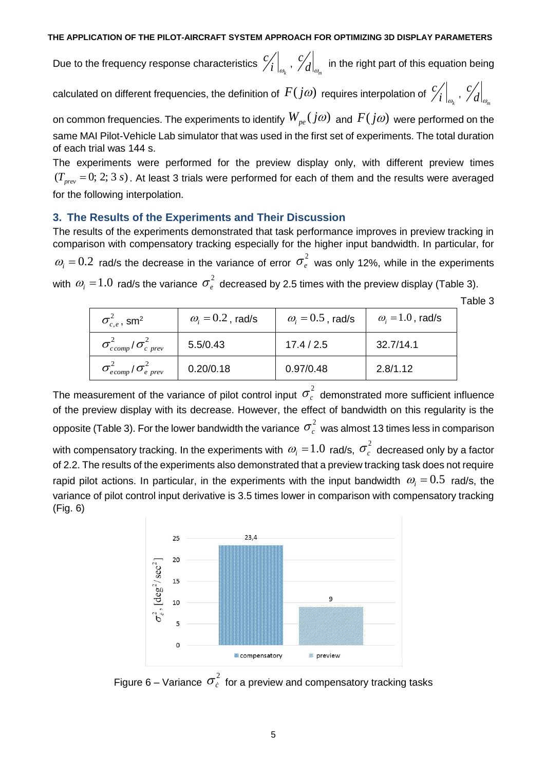Due to the frequency response characteristics $\left.{}^{c}\!/_{i}\right|_{\omega_k}$, $\left.{}^{c}\!/_{d}\right|_{\omega_m}$ in the right part of this equation being calculated on different frequencies, the definition of $F(j\omega)$ requires interpolation of $\left.{}^{c}\!/_{i}\right|_{\omega_k}$, $\left.{}^{c}\!/_{d}\right|_{\omega_m}$ on common frequencies. The experiments to identify $W_{pe}(j\omega)$ and $F(j\omega)$ were performed on the same MAI Pilot-Vehicle Lab simulator that was used in the first set of experiments. The total duration of each trial was 144 s.

The experiments were performed for the preview display only, with different preview times $(T_{prev} = 0;\ 2;\ 3\ s)$. At least 3 trials were performed for each of them and the results were averaged for the following interpolation.

## 3. The Results of the Experiments and Their Discussion

The results of the experiments demonstrated that task performance improves in preview tracking in comparison with compensatory tracking especially for the higher input bandwidth. In particular, for $\omega_i = 0.2$ rad/s the decrease in the variance of error $\sigma_e^2$ was only 12%, while in the experiments with $\omega_i = 1.0$ rad/s the variance $\sigma_e^2$ decreased by 2.5 times with the preview display (Table 3).

Table 3

| $\sigma_{c,e}^2$, sm² | $\omega_i = 0.2$, rad/s | $\omega_i = 0.5$, rad/s | $\omega_i = 1.0$, rad/s |
|---|---|---|---|
| $\sigma_{c\,comp}^2 / \sigma_{c\ prev}^2$ | 5.5/0.43 | 17.4 / 2.5 | 32.7/14.1 |
| $\sigma_{e\,comp}^2 / \sigma_{e\ prev}^2$ | 0.20/0.18 | 0.97/0.48 | 2.8/1.12 |

The measurement of the variance of pilot control input $\sigma_c^2$ demonstrated more sufficient influence of the preview display with its decrease. However, the effect of bandwidth on this regularity is the opposite (Table 3). For the lower bandwidth the variance $\sigma_c^2$ was almost 13 times less in comparison with compensatory tracking. In the experiments with $\omega_i = 1.0$ rad/s, $\sigma_c^2$ decreased only by a factor of 2.2. The results of the experiments also demonstrated that a preview tracking task does not require rapid pilot actions. In particular, in the experiments with the input bandwidth $\omega_i = 0.5$ rad/s, the variance of pilot control input derivative is 3.5 times lower in comparison with compensatory tracking (Fig. 6)

Figure 6 – Variance $\sigma_{\dot{c}}^2$ for a preview and compensatory tracking tasks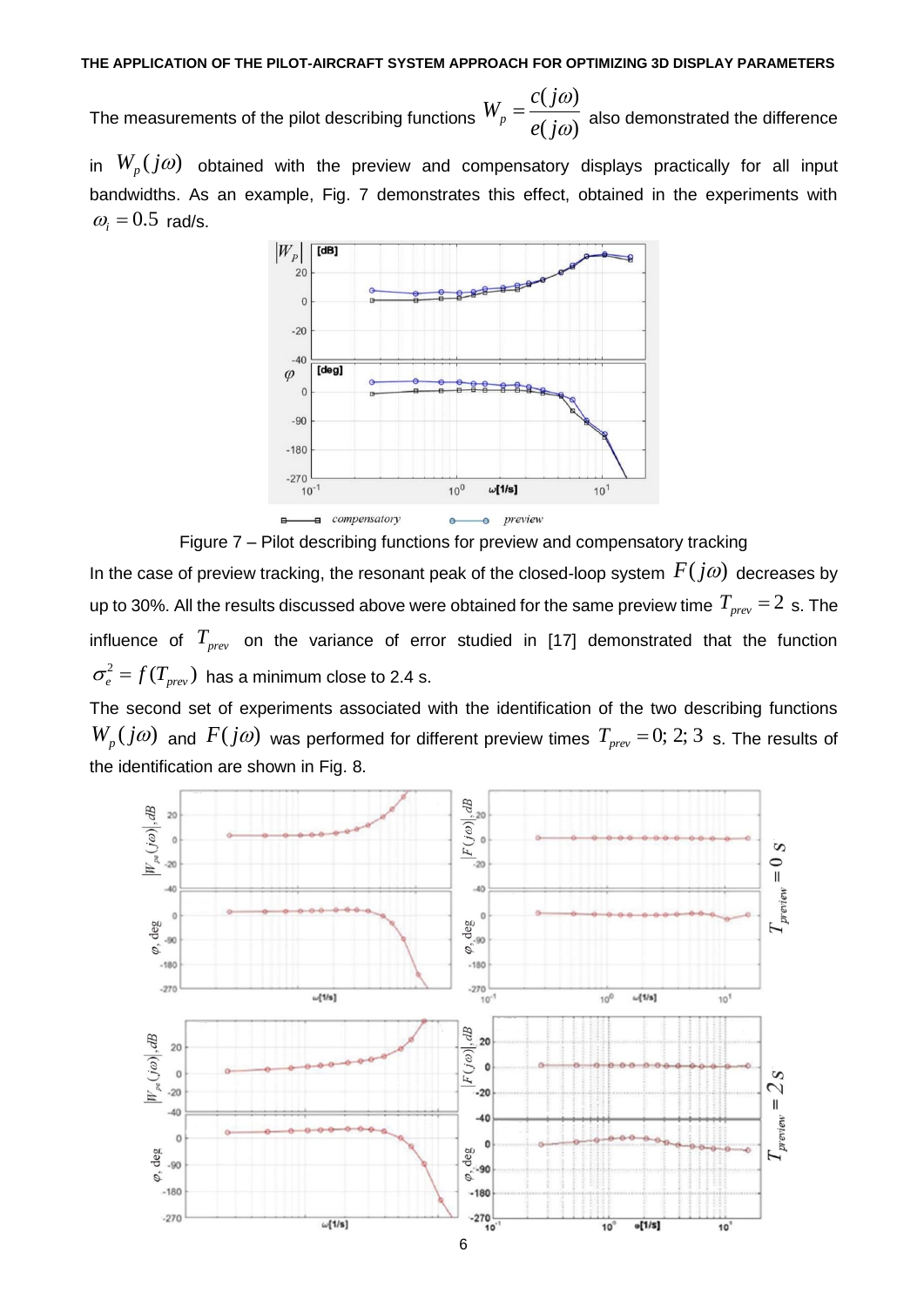The measurements of the pilot describing functions $W_p = \frac{c(j\omega)}{e(j\omega)}$ also demonstrated the difference in $W_p(j\omega)$ obtained with the preview and compensatory displays practically for all input bandwidths. As an example, Fig. 7 demonstrates this effect, obtained in the experiments with $\omega_i = 0.5$ rad/s.

Figure 7 – Pilot describing functions for preview and compensatory tracking

In the case of preview tracking, the resonant peak of the closed-loop system $F(j\omega)$ decreases by up to 30%. All the results discussed above were obtained for the same preview time $T_{prev} = 2$ s. The influence of $T_{prev}$ on the variance of error studied in [17] demonstrated that the function $\sigma_e^2 = f(T_{prev})$ has a minimum close to 2.4 s.

The second set of experiments associated with the identification of the two describing functions $W_p(j\omega)$ and $F(j\omega)$ was performed for different preview times $T_{prev} = 0; 2; 3$ s. The results of the identification are shown in Fig. 8.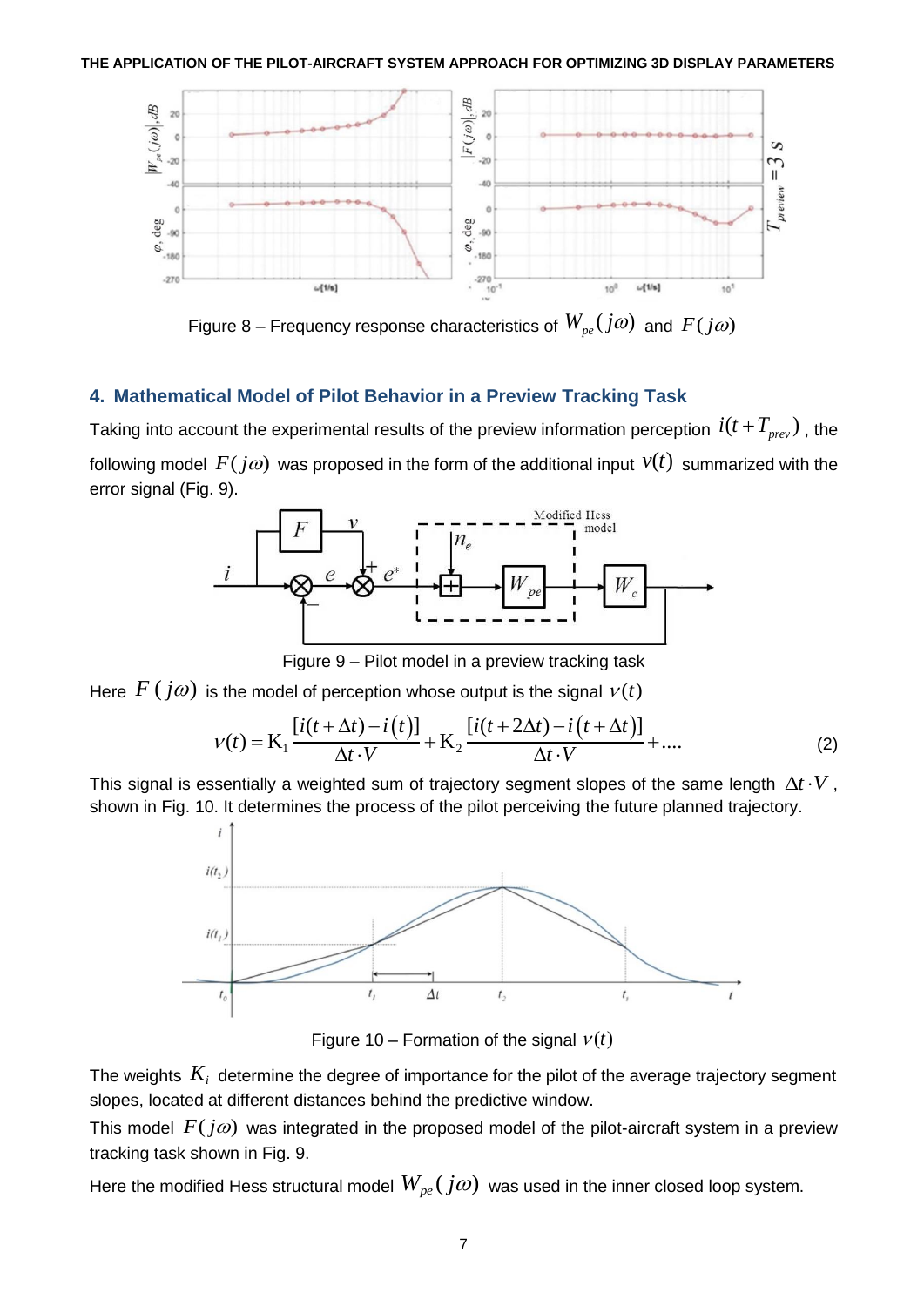Figure 8 – Frequency response characteristics of $W_{pe}(j\omega)$ and $F(j\omega)$

## 4. Mathematical Model of Pilot Behavior in a Preview Tracking Task

Taking into account the experimental results of the preview information perception $i(t+T_{prev})$, the following model $F(j\omega)$ was proposed in the form of the additional input $v(t)$ summarized with the error signal (Fig. 9).

Figure 9 – Pilot model in a preview tracking task

Here $F(j\omega)$ is the model of perception whose output is the signal $v(t)$

$$v(t) = \mathrm{K}_1 \frac{[i(t+\Delta t) - i(t)]}{\Delta t \cdot V} + \mathrm{K}_2 \frac{[i(t+2\Delta t) - i(t+\Delta t)]}{\Delta t \cdot V} + .... \tag{2}$$

This signal is essentially a weighted sum of trajectory segment slopes of the same length $\Delta t \cdot V$, shown in Fig. 10. It determines the process of the pilot perceiving the future planned trajectory.

Figure 10 – Formation of the signal $v(t)$

The weights $K_i$ determine the degree of importance for the pilot of the average trajectory segment slopes, located at different distances behind the predictive window.

This model $F(j\omega)$ was integrated in the proposed model of the pilot-aircraft system in a preview tracking task shown in Fig. 9.

Here the modified Hess structural model $W_{pe}(j\omega)$ was used in the inner closed loop system.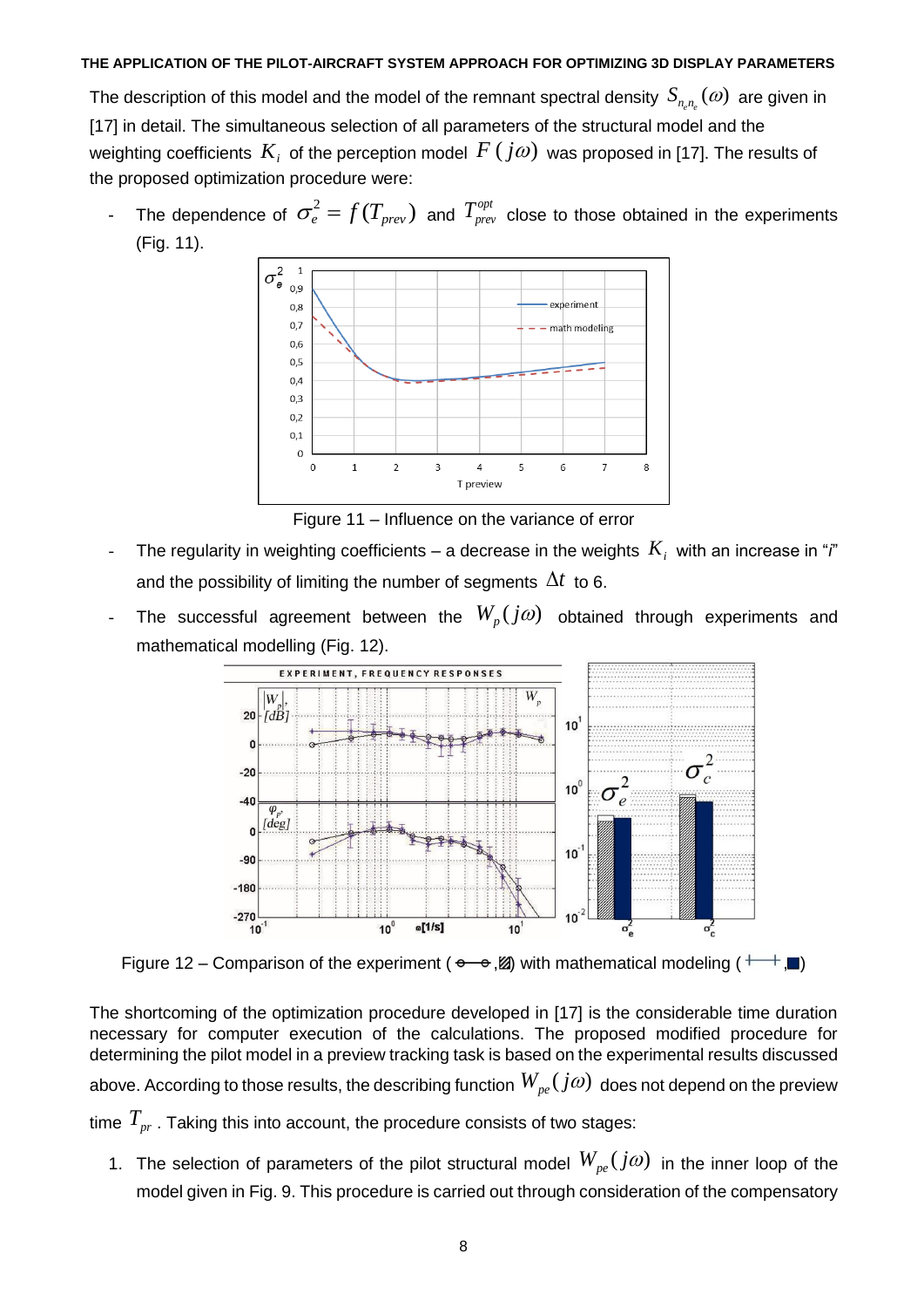The description of this model and the model of the remnant spectral density $S_{n_e n_e}(\omega)$ are given in [17] in detail. The simultaneous selection of all parameters of the structural model and the weighting coefficients $K_i$ of the perception model $F(j\omega)$ was proposed in [17]. The results of the proposed optimization procedure were:

- The dependence of $\sigma_e^2 = f(T_{prev})$ and $T_{prev}^{opt}$ close to those obtained in the experiments (Fig. 11).

Figure 11 – Influence on the variance of error

- The regularity in weighting coefficients – a decrease in the weights $K_i$ with an increase in "*i*" and the possibility of limiting the number of segments $\Delta t$ to 6.
- The successful agreement between the $W_p(j\omega)$ obtained through experiments and mathematical modelling (Fig. 12).

Figure 12 – Comparison of the experiment (○—○, ▨) with mathematical modeling (+—+, ■)

The shortcoming of the optimization procedure developed in [17] is the considerable time duration necessary for computer execution of the calculations. The proposed modified procedure for determining the pilot model in a preview tracking task is based on the experimental results discussed above. According to those results, the describing function $W_{pe}(j\omega)$ does not depend on the preview time $T_{pr}$. Taking this into account, the procedure consists of two stages:

1. The selection of parameters of the pilot structural model $W_{pe}(j\omega)$ in the inner loop of the model given in Fig. 9. This procedure is carried out through consideration of the compensatory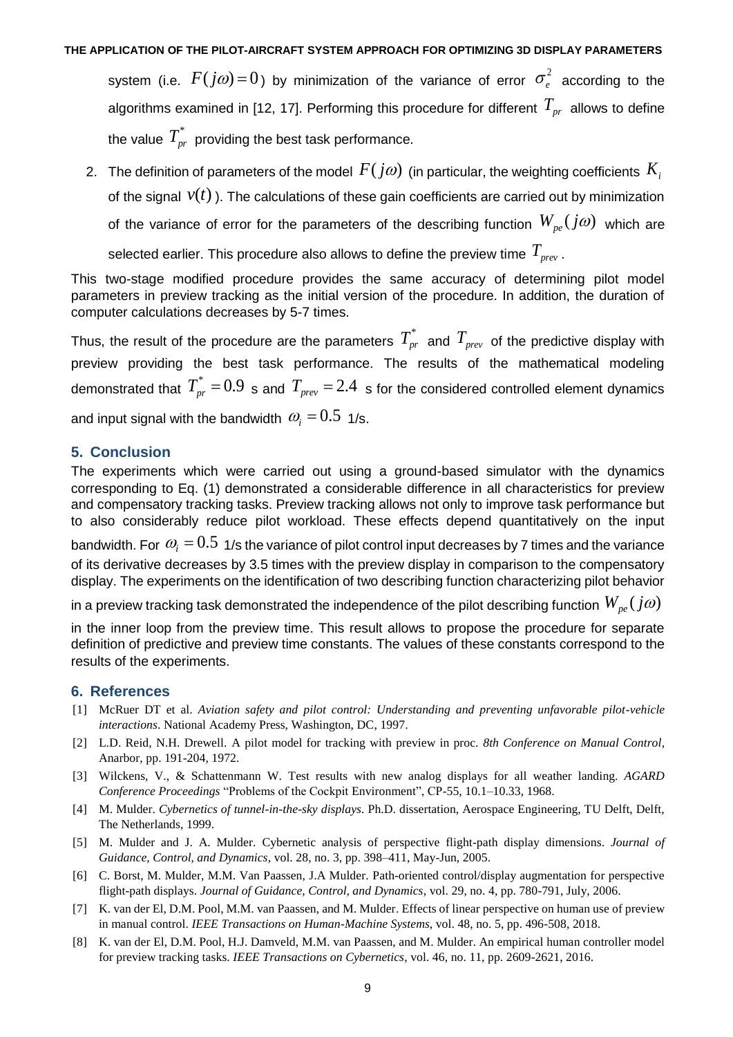system (i.e. $F(j\omega)=0$) by minimization of the variance of error $\sigma_e^2$ according to the algorithms examined in [12, 17]. Performing this procedure for different $T_{pr}$ allows to define the value $T_{pr}^*$ providing the best task performance.

2. The definition of parameters of the model $F(j\omega)$ (in particular, the weighting coefficients $K_i$ of the signal $v(t)$). The calculations of these gain coefficients are carried out by minimization of the variance of error for the parameters of the describing function $W_{pe}(j\omega)$ which are selected earlier. This procedure also allows to define the preview time $T_{prev}$.

This two-stage modified procedure provides the same accuracy of determining pilot model parameters in preview tracking as the initial version of the procedure. In addition, the duration of computer calculations decreases by 5-7 times.

Thus, the result of the procedure are the parameters $T_{pr}^*$ and $T_{prev}$ of the predictive display with preview providing the best task performance. The results of the mathematical modeling demonstrated that $T_{pr}^*=0.9$ s and $T_{prev}=2.4$ s for the considered controlled element dynamics and input signal with the bandwidth $\omega_i=0.5$ 1/s.

## 5. Conclusion

The experiments which were carried out using a ground-based simulator with the dynamics corresponding to Eq. (1) demonstrated a considerable difference in all characteristics for preview and compensatory tracking tasks. Preview tracking allows not only to improve task performance but to also considerably reduce pilot workload. These effects depend quantitatively on the input bandwidth. For $\omega_i=0.5$ 1/s the variance of pilot control input decreases by 7 times and the variance of its derivative decreases by 3.5 times with the preview display in comparison to the compensatory display. The experiments on the identification of two describing function characterizing pilot behavior in a preview tracking task demonstrated the independence of the pilot describing function $W_{pe}(j\omega)$ in the inner loop from the preview time. This result allows to propose the procedure for separate definition of predictive and preview time constants. The values of these constants correspond to the results of the experiments.

## 6. References

[1] McRuer DT et al. *Aviation safety and pilot control: Understanding and preventing unfavorable pilot-vehicle interactions*. National Academy Press, Washington, DC, 1997.

[2] L.D. Reid, N.H. Drewell. A pilot model for tracking with preview in proc. *8th Conference on Manual Control*, Anarbor, pp. 191-204, 1972.

[3] Wilckens, V., & Schattenmann W. Test results with new analog displays for all weather landing. *AGARD Conference Proceedings* "Problems of the Cockpit Environment", CP-55, 10.1–10.33, 1968.

[4] M. Mulder. *Cybernetics of tunnel-in-the-sky displays*. Ph.D. dissertation, Aerospace Engineering, TU Delft, Delft, The Netherlands, 1999.

[5] M. Mulder and J. A. Mulder. Cybernetic analysis of perspective flight-path display dimensions. *Journal of Guidance, Control, and Dynamics*, vol. 28, no. 3, pp. 398–411, May-Jun, 2005.

[6] C. Borst, M. Mulder, M.M. Van Paassen, J.A Mulder. Path-oriented control/display augmentation for perspective flight-path displays. *Journal of Guidance, Control, and Dynamics*, vol. 29, no. 4, pp. 780-791, July, 2006.

[7] K. van der El, D.M. Pool, M.M. van Paassen, and M. Mulder. Effects of linear perspective on human use of preview in manual control. *IEEE Transactions on Human-Machine Systems*, vol. 48, no. 5, pp. 496-508, 2018.

[8] K. van der El, D.M. Pool, H.J. Damveld, M.M. van Paassen, and M. Mulder. An empirical human controller model for preview tracking tasks. *IEEE Transactions on Cybernetics*, vol. 46, no. 11, pp. 2609-2621, 2016.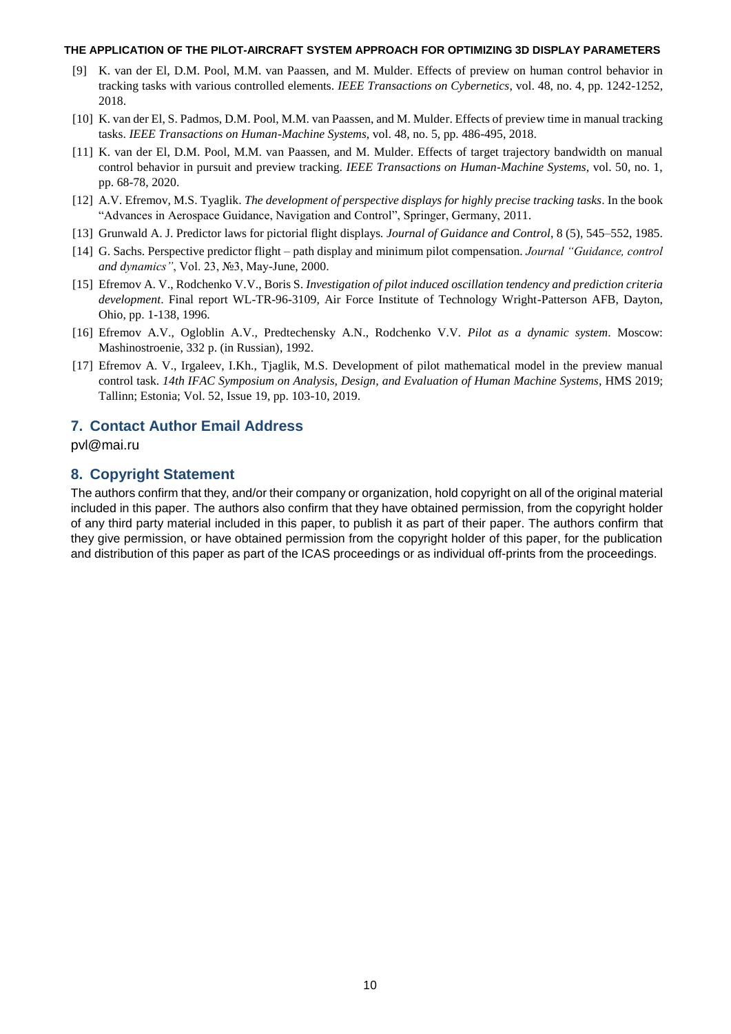[9] K. van der El, D.M. Pool, M.M. van Paassen, and M. Mulder. Effects of preview on human control behavior in tracking tasks with various controlled elements. *IEEE Transactions on Cybernetics*, vol. 48, no. 4, pp. 1242-1252, 2018.

[10] K. van der El, S. Padmos, D.M. Pool, M.M. van Paassen, and M. Mulder. Effects of preview time in manual tracking tasks. *IEEE Transactions on Human-Machine Systems*, vol. 48, no. 5, pp. 486-495, 2018.

[11] K. van der El, D.M. Pool, M.M. van Paassen, and M. Mulder. Effects of target trajectory bandwidth on manual control behavior in pursuit and preview tracking. *IEEE Transactions on Human-Machine Systems*, vol. 50, no. 1, pp. 68-78, 2020.

[12] A.V. Efremov, M.S. Tyaglik. *The development of perspective displays for highly precise tracking tasks*. In the book "Advances in Aerospace Guidance, Navigation and Control", Springer, Germany, 2011.

[13] Grunwald A. J. Predictor laws for pictorial flight displays. *Journal of Guidance and Control*, 8 (5), 545–552, 1985.

[14] G. Sachs. Perspective predictor flight – path display and minimum pilot compensation. *Journal "Guidance, control and dynamics"*, Vol. 23, №3, May-June, 2000.

[15] Efremov A. V., Rodchenko V.V., Boris S. *Investigation of pilot induced oscillation tendency and prediction criteria development*. Final report WL-TR-96-3109, Air Force Institute of Technology Wright-Patterson AFB, Dayton, Ohio, pp. 1-138, 1996.

[16] Efremov A.V., Ogloblin A.V., Predtechensky A.N., Rodchenko V.V. *Pilot as a dynamic system*. Moscow: Mashinostroenie, 332 p. (in Russian), 1992.

[17] Efremov A. V., Irgaleev, I.Kh., Tjaglik, M.S. Development of pilot mathematical model in the preview manual control task. *14th IFAC Symposium on Analysis, Design, and Evaluation of Human Machine Systems*, HMS 2019; Tallinn; Estonia; Vol. 52, Issue 19, pp. 103-10, 2019.

## 7. Contact Author Email Address

pvl@mai.ru

## 8. Copyright Statement

The authors confirm that they, and/or their company or organization, hold copyright on all of the original material included in this paper. The authors also confirm that they have obtained permission, from the copyright holder of any third party material included in this paper, to publish it as part of their paper. The authors confirm that they give permission, or have obtained permission from the copyright holder of this paper, for the publication and distribution of this paper as part of the ICAS proceedings or as individual off-prints from the proceedings.